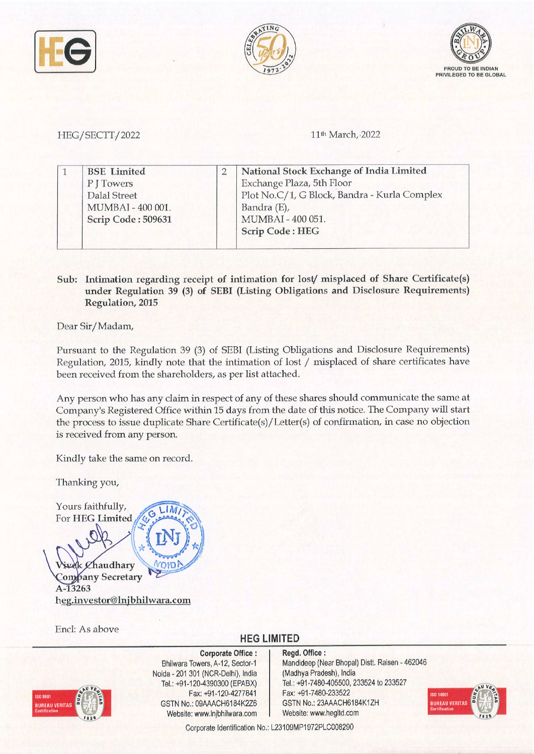PROUD TO BE INDIAN
PRIVILEGED TO BE GLOBAL

HEG/SECTT/2022

11th March, 2022

| 1 | BSE Limited<br>P J Towers<br>Dalal Street<br>MUMBAI - 400 001.<br>**Scrip Code : 509631** | 2 | **National Stock Exchange of India Limited**<br>Exchange Plaza, 5th Floor<br>Plot No.C/1, G Block, Bandra - Kurla Complex<br>Bandra (E),<br>MUMBAI - 400 051.<br>**Scrip Code : HEG** |
|---|---|---|---|

**Sub: Intimation regarding receipt of intimation for lost/ misplaced of Share Certificate(s) under Regulation 39 (3) of SEBI (Listing Obligations and Disclosure Requirements) Regulation, 2015**

Dear Sir/Madam,

Pursuant to the Regulation 39 (3) of SEBI (Listing Obligations and Disclosure Requirements) Regulation, 2015, kindly note that the intimation of lost / misplaced of share certificates have been received from the shareholders, as per list attached.

Any person who has any claim in respect of any of these shares should communicate the same at Company's Registered Office within 15 days from the date of this notice. The Company will start the process to issue duplicate Share Certificate(s)/Letter(s) of confirmation, in case no objection is received from any person.

Kindly take the same on record.

Thanking you,

Yours faithfully,
For HEG Limited

Vivek Chaudhary
Company Secretary
A-13263
heg.investor@lnjbhilwara.com

Encl: As above

**HEG LIMITED**

**Corporate Office :**
Bhilwara Towers, A-12, Sector-1
Noida - 201 301 (NCR-Delhi), India
Tel.: +91-120-4390300 (EPABX)
Fax: +91-120-4277841
GSTN No.: 09AAACH6184K2Z6
Website: www.lnjbhilwara.com

**Regd. Office :**
Mandideep (Near Bhopal) Distt. Raisen - 462046
(Madhya Pradesh), India
Tel.: +91-7480-405500, 233524 to 233527
Fax: +91-7480-233522
GSTN No.: 23AAACH6184K1ZH
Website: www.hegltd.com

Corporate Identification No.: L23109MP1972PLC008290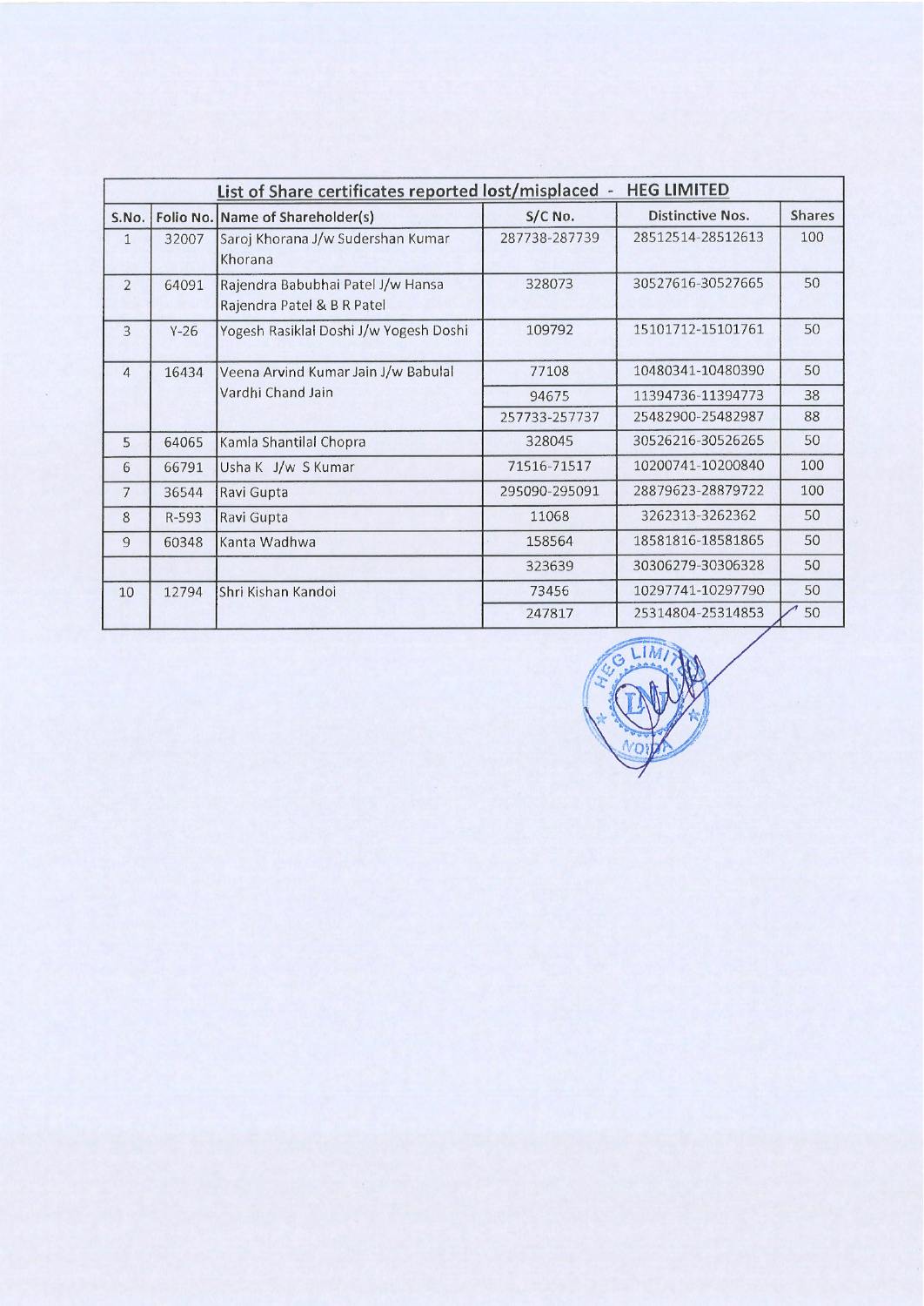| List of Share certificates reported lost/misplaced - HEG LIMITED | | | | | |
|---|---|---|---|---|---|
| S.No. | Folio No. | Name of Shareholder(s) | S/C No. | Distinctive Nos. | Shares |
| 1 | 32007 | Saroj Khorana J/w Sudershan Kumar Khorana | 287738-287739 | 28512514-28512613 | 100 |
| 2 | 64091 | Rajendra Babubhai Patel J/w Hansa Rajendra Patel & B R Patel | 328073 | 30527616-30527665 | 50 |
| 3 | Y-26 | Yogesh Rasiklal Doshi J/w Yogesh Doshi | 109792 | 15101712-15101761 | 50 |
| 4 | 16434 | Veena Arvind Kumar Jain J/w Babulal Vardhi Chand Jain | 77108 | 10480341-10480390 | 50 |
| | | | 94675 | 11394736-11394773 | 38 |
| | | | 257733-257737 | 25482900-25482987 | 88 |
| 5 | 64065 | Kamla Shantilal Chopra | 328045 | 30526216-30526265 | 50 |
| 6 | 66791 | Usha K J/w S Kumar | 71516-71517 | 10200741-10200840 | 100 |
| 7 | 36544 | Ravi Gupta | 295090-295091 | 28879623-28879722 | 100 |
| 8 | R-593 | Ravi Gupta | 11068 | 3262313-3262362 | 50 |
| 9 | 60348 | Kanta Wadhwa | 158564 | 18581816-18581865 | 50 |
| | | | 323639 | 30306279-30306328 | 50 |
| 10 | 12794 | Shri Kishan Kandoi | 73456 | 10297741-10297790 | 50 |
| | | | 247817 | 25314804-25314853 | 50 |